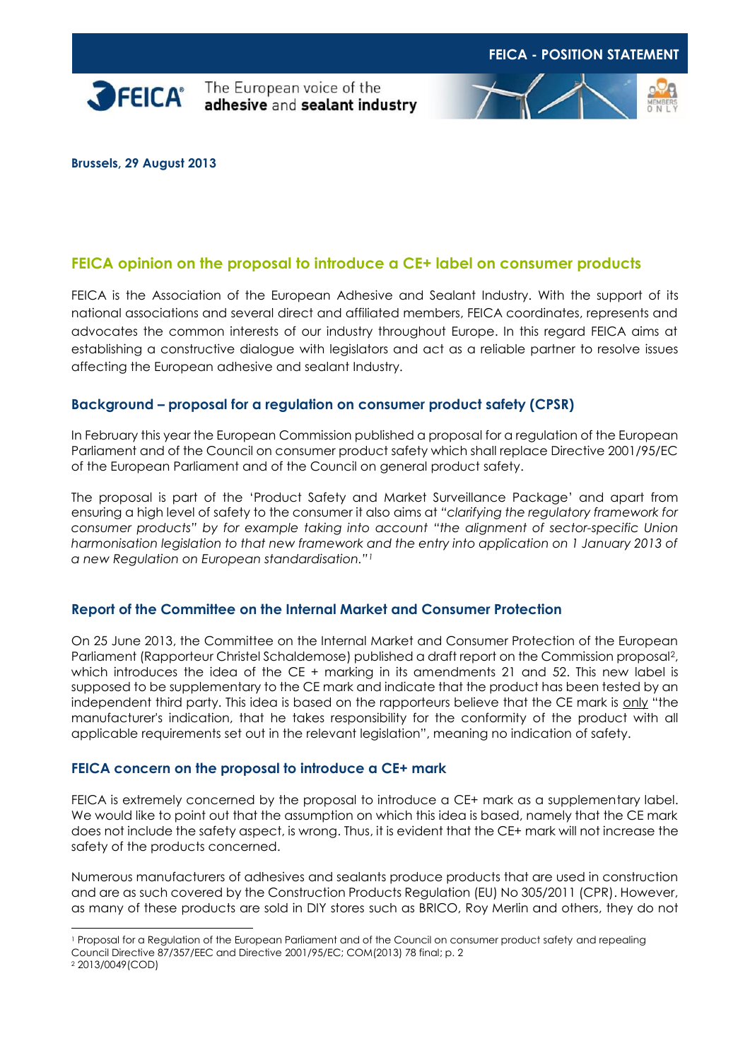FEICA - POSITION STATEMENT

FEICA® The European voice of the **adhesive** and **sealant industry**

**Brussels, 29 August 2013**

## FEICA opinion on the proposal to introduce a CE+ label on consumer products

FEICA is the Association of the European Adhesive and Sealant Industry. With the support of its national associations and several direct and affiliated members, FEICA coordinates, represents and advocates the common interests of our industry throughout Europe. In this regard FEICA aims at establishing a constructive dialogue with legislators and act as a reliable partner to resolve issues affecting the European adhesive and sealant Industry.

### Background – proposal for a regulation on consumer product safety (CPSR)

In February this year the European Commission published a proposal for a regulation of the European Parliament and of the Council on consumer product safety which shall replace Directive 2001/95/EC of the European Parliament and of the Council on general product safety.

The proposal is part of the 'Product Safety and Market Surveillance Package' and apart from ensuring a high level of safety to the consumer it also aims at *"clarifying the regulatory framework for consumer products"* by for example taking into account *"the alignment of sector-specific Union harmonisation legislation to that new framework and the entry into application on 1 January 2013 of a new Regulation on European standardisation."*[1]

### Report of the Committee on the Internal Market and Consumer Protection

On 25 June 2013, the Committee on the Internal Market and Consumer Protection of the European Parliament (Rapporteur Christel Schaldemose) published a draft report on the Commission proposal[2], which introduces the idea of the CE + marking in its amendments 21 and 52. This new label is supposed to be supplementary to the CE mark and indicate that the product has been tested by an independent third party. This idea is based on the rapporteurs believe that the CE mark is only "the manufacturer's indication, that he takes responsibility for the conformity of the product with all applicable requirements set out in the relevant legislation", meaning no indication of safety.

### FEICA concern on the proposal to introduce a CE+ mark

FEICA is extremely concerned by the proposal to introduce a CE+ mark as a supplementary label. We would like to point out that the assumption on which this idea is based, namely that the CE mark does not include the safety aspect, is wrong. Thus, it is evident that the CE+ mark will not increase the safety of the products concerned.

Numerous manufacturers of adhesives and sealants produce products that are used in construction and are as such covered by the Construction Products Regulation (EU) No 305/2011 (CPR). However, as many of these products are sold in DIY stores such as BRICO, Roy Merlin and others, they do not

---

[1] Proposal for a Regulation of the European Parliament and of the Council on consumer product safety and repealing Council Directive 87/357/EEC and Directive 2001/95/EC; COM(2013) 78 final; p. 2

[2] 2013/0049(COD)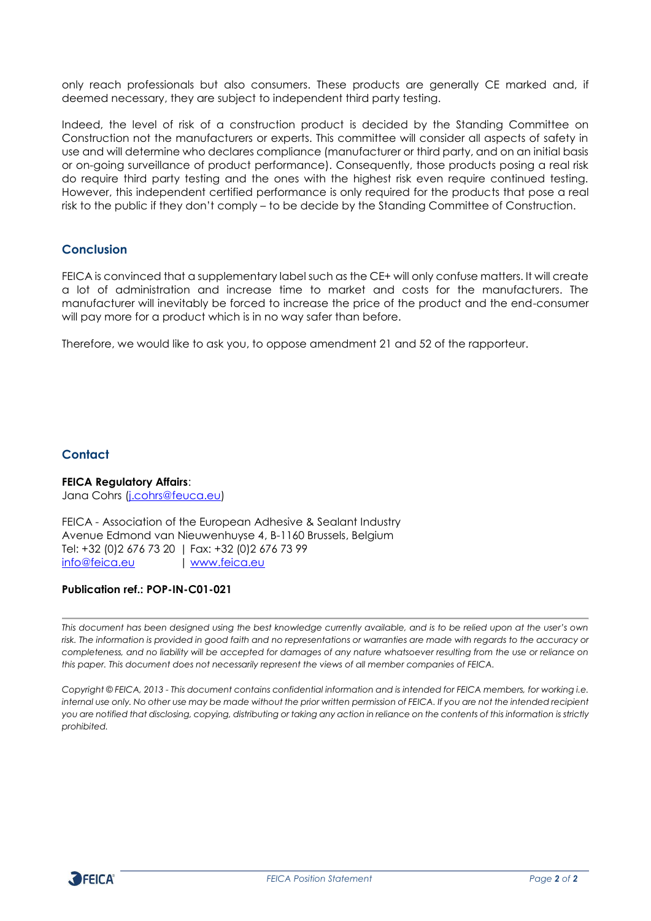only reach professionals but also consumers. These products are generally CE marked and, if deemed necessary, they are subject to independent third party testing.

Indeed, the level of risk of a construction product is decided by the Standing Committee on Construction not the manufacturers or experts. This committee will consider all aspects of safety in use and will determine who declares compliance (manufacturer or third party, and on an initial basis or on-going surveillance of product performance). Consequently, those products posing a real risk do require third party testing and the ones with the highest risk even require continued testing. However, this independent certified performance is only required for the products that pose a real risk to the public if they don't comply – to be decide by the Standing Committee of Construction.

## Conclusion

FEICA is convinced that a supplementary label such as the CE+ will only confuse matters. It will create a lot of administration and increase time to market and costs for the manufacturers. The manufacturer will inevitably be forced to increase the price of the product and the end-consumer will pay more for a product which is in no way safer than before.

Therefore, we would like to ask you, to oppose amendment 21 and 52 of the rapporteur.

## Contact

**FEICA Regulatory Affairs**:
Jana Cohrs (j.cohrs@feuca.eu)

FEICA - Association of the European Adhesive & Sealant Industry
Avenue Edmond van Nieuwenhuyse 4, B-1160 Brussels, Belgium
Tel: +32 (0)2 676 73 20 | Fax: +32 (0)2 676 73 99
info@feica.eu | www.feica.eu

**Publication ref.: POP-IN-C01-021**

---

*This document has been designed using the best knowledge currently available, and is to be relied upon at the user's own risk. The information is provided in good faith and no representations or warranties are made with regards to the accuracy or completeness, and no liability will be accepted for damages of any nature whatsoever resulting from the use or reliance on this paper. This document does not necessarily represent the views of all member companies of FEICA.*

*Copyright © FEICA, 2013 - This document contains confidential information and is intended for FEICA members, for working i.e. internal use only. No other use may be made without the prior written permission of FEICA. If you are not the intended recipient you are notified that disclosing, copying, distributing or taking any action in reliance on the contents of this information is strictly prohibited.*